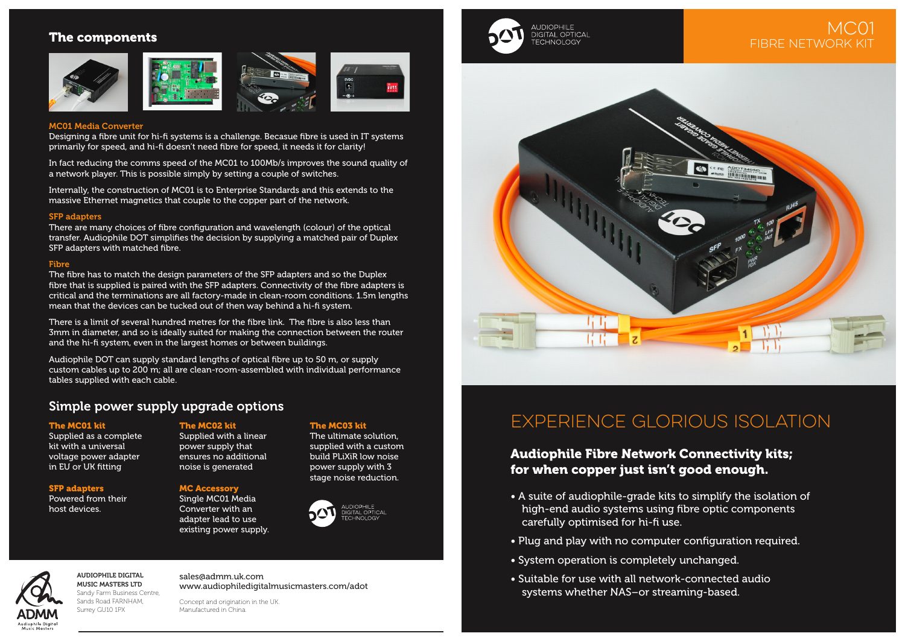## The components

### MC01 Media Converter

Designing a fibre unit for hi-fi systems is a challenge. Becasue fibre is used in IT systems primarily for speed, and hi-fi doesn't need fibre for speed, it needs it for clarity!

In fact reducing the comms speed of the MC01 to 100Mb/s improves the sound quality of a network player. This is possible simply by setting a couple of switches.

Internally, the construction of MC01 is to Enterprise Standards and this extends to the massive Ethernet magnetics that couple to the copper part of the network.

### SFP adapters

There are many choices of fibre configuration and wavelength (colour) of the optical transfer. Audiophile DOT simplifies the decision by supplying a matched pair of Duplex SFP adapters with matched fibre.

### Fibre

The fibre has to match the design parameters of the SFP adapters and so the Duplex fibre that is supplied is paired with the SFP adapters. Connectivity of the fibre adapters is critical and the terminations are all factory-made in clean-room conditions. 1.5m lengths mean that the devices can be tucked out of then way behind a hi-fi system.

There is a limit of several hundred metres for the fibre link. The fibre is also less than 3mm in diameter, and so is ideally suited for making the connection between the router and the hi-fi system, even in the largest homes or between buildings.

Audiophile DOT can supply standard lengths of optical fibre up to 50 m, or supply custom cables up to 200 m; all are clean-room-assembled with individual performance tables supplied with each cable.

## Simple power supply upgrade options

### The MC01 kit

Supplied as a complete kit with a universal voltage power adapter in EU or UK fitting

### SFP adapters

Powered from their host devices.

### The MC02 kit

Supplied with a linear power supply that ensures no additional noise is generated

### MC Accessory

Single MC01 Media Converter with an adapter lead to use existing power supply.

### The MC03 kit

The ultimate solution, supplied with a custom build PLiXiR low noise power supply with 3 stage noise reduction.

AUDIOPHILE DIGITAL OPTICAL TECHNOLOGY

**AUDIOPHILE DIGITAL MUSIC MASTERS LTD**
Sandy Farm Business Centre,
Sands Road FARNHAM,
Surrey GU10 1PX

sales@admm.uk.com
www.audiophiledigitalmusicmasters.com/adot

Concept and origination in the UK.
Manufactured in China.

AUDIOPHILE DIGITAL OPTICAL TECHNOLOGY

# MC01 FIBRE NETWORK KIT

## EXPERIENCE GLORIOUS ISOLATION

### Audiophile Fibre Network Connectivity kits; for when copper just isn't good enough.

- A suite of audiophile-grade kits to simplify the isolation of high-end audio systems using fibre optic components carefully optimised for hi-fi use.
- Plug and play with no computer configuration required.
- System operation is completely unchanged.
- Suitable for use with all network-connected audio systems whether NAS–or streaming-based.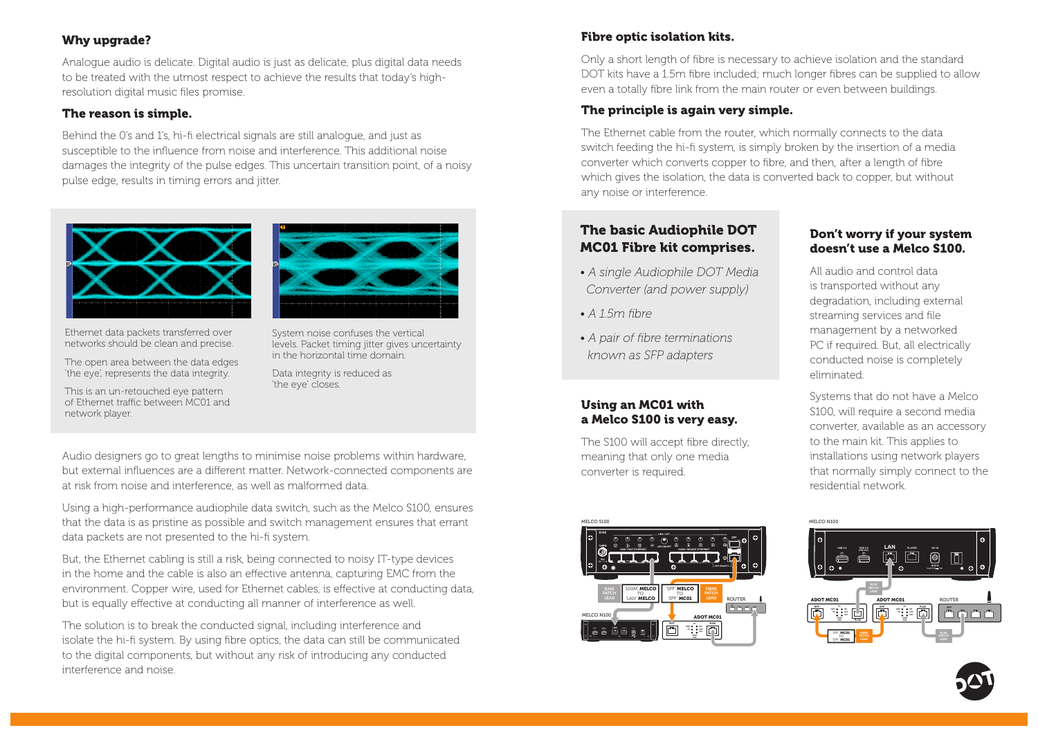## Why upgrade?

Analogue audio is delicate. Digital audio is just as delicate, plus digital data needs to be treated with the utmost respect to achieve the results that today's high-resolution digital music files promise.

## The reason is simple.

Behind the 0's and 1's, hi-fi electrical signals are still analogue, and just as susceptible to the influence from noise and interference. This additional noise damages the integrity of the pulse edges. This uncertain transition point, of a noisy pulse edge, results in timing errors and jitter.

Ethernet data packets transferred over networks should be clean and precise.

The open area between the data edges 'the eye', represents the data integrity.

This is an un-retouched eye pattern of Ethernet traffic between MC01 and network player.

System noise confuses the vertical levels. Packet timing jitter gives uncertainty in the horizontal time domain.

Data integrity is reduced as 'the eye' closes.

Audio designers go to great lengths to minimise noise problems within hardware, but external influences are a different matter. Network-connected components are at risk from noise and interference, as well as malformed data.

Using a high-performance audiophile data switch, such as the Melco S100, ensures that the data is as pristine as possible and switch management ensures that errant data packets are not presented to the hi-fi system.

But, the Ethernet cabling is still a risk, being connected to noisy IT-type devices in the home and the cable is also an effective antenna, capturing EMC from the environment. Copper wire, used for Ethernet cables, is effective at conducting data, but is equally effective at conducting all manner of interference as well.

The solution is to break the conducted signal, including interference and isolate the hi-fi system. By using fibre optics, the data can still be communicated to the digital components, but without any risk of introducing any conducted interference and noise.

## Fibre optic isolation kits.

Only a short length of fibre is necessary to achieve isolation and the standard DOT kits have a 1.5m fibre included; much longer fibres can be supplied to allow even a totally fibre link from the main router or even between buildings.

## The principle is again very simple.

The Ethernet cable from the router, which normally connects to the data switch feeding the hi-fi system, is simply broken by the insertion of a media converter which converts copper to fibre, and then, after a length of fibre which gives the isolation, the data is converted back to copper, but without any noise or interference.

## The basic Audiophile DOT MC01 Fibre kit comprises.

- *A single Audiophile DOT Media Converter (and power supply)*
- *A 1.5m fibre*
- *A pair of fibre terminations known as SFP adapters*

## Using an MC01 with a Melco S100 is very easy.

The S100 will accept fibre directly, meaning that only one media converter is required.

## Don't worry if your system doesn't use a Melco S100.

All audio and control data is transported without any degradation, including external streaming services and file management by a networked PC if required. But, all electrically conducted noise is completely eliminated.

Systems that do not have a Melco S100, will require a second media converter, available as an accessory to the main kit. This applies to installations using network players that normally simply connect to the residential network.

MELCO S100

RJ45 PATCH LEAD | '100M' MELCO TO 'LAN' MELCO | 'SFP' MELCO TO 'SFP' MC01 | FIBRE PATCH LEAD | ROUTER

MELCO N100 | ADOT MC01

MELCO N100

ADOT MC01 | ADOT MC01 | ROUTER

'SFP' MC01 TO 'SFP' MC01 | FIBRE PATCH LEAD | RJ45 PATCH LEAD